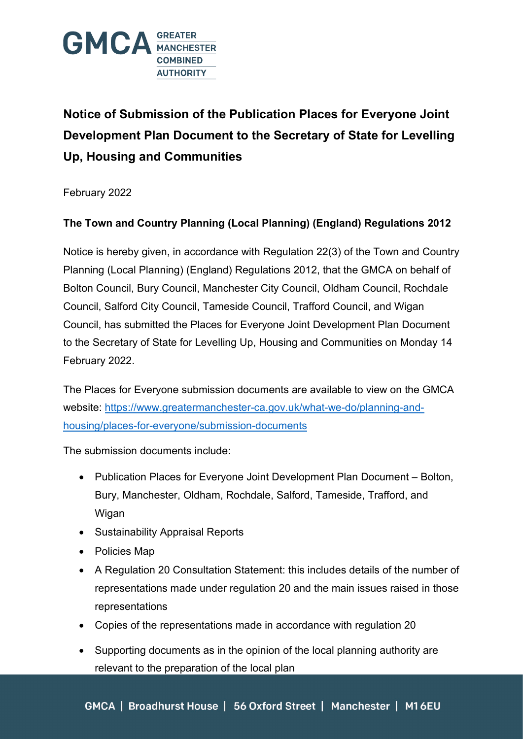GMCA GREATER MANCHESTER COMBINED AUTHORITY

# Notice of Submission of the Publication Places for Everyone Joint Development Plan Document to the Secretary of State for Levelling Up, Housing and Communities

February 2022

**The Town and Country Planning (Local Planning) (England) Regulations 2012**

Notice is hereby given, in accordance with Regulation 22(3) of the Town and Country Planning (Local Planning) (England) Regulations 2012, that the GMCA on behalf of Bolton Council, Bury Council, Manchester City Council, Oldham Council, Rochdale Council, Salford City Council, Tameside Council, Trafford Council, and Wigan Council, has submitted the Places for Everyone Joint Development Plan Document to the Secretary of State for Levelling Up, Housing and Communities on Monday 14 February 2022.

The Places for Everyone submission documents are available to view on the GMCA website: [https://www.greatermanchester-ca.gov.uk/what-we-do/planning-and-housing/places-for-everyone/submission-documents](https://www.greatermanchester-ca.gov.uk/what-we-do/planning-and-housing/places-for-everyone/submission-documents)

The submission documents include:

- Publication Places for Everyone Joint Development Plan Document – Bolton, Bury, Manchester, Oldham, Rochdale, Salford, Tameside, Trafford, and Wigan
- Sustainability Appraisal Reports
- Policies Map
- A Regulation 20 Consultation Statement: this includes details of the number of representations made under regulation 20 and the main issues raised in those representations
- Copies of the representations made in accordance with regulation 20
- Supporting documents as in the opinion of the local planning authority are relevant to the preparation of the local plan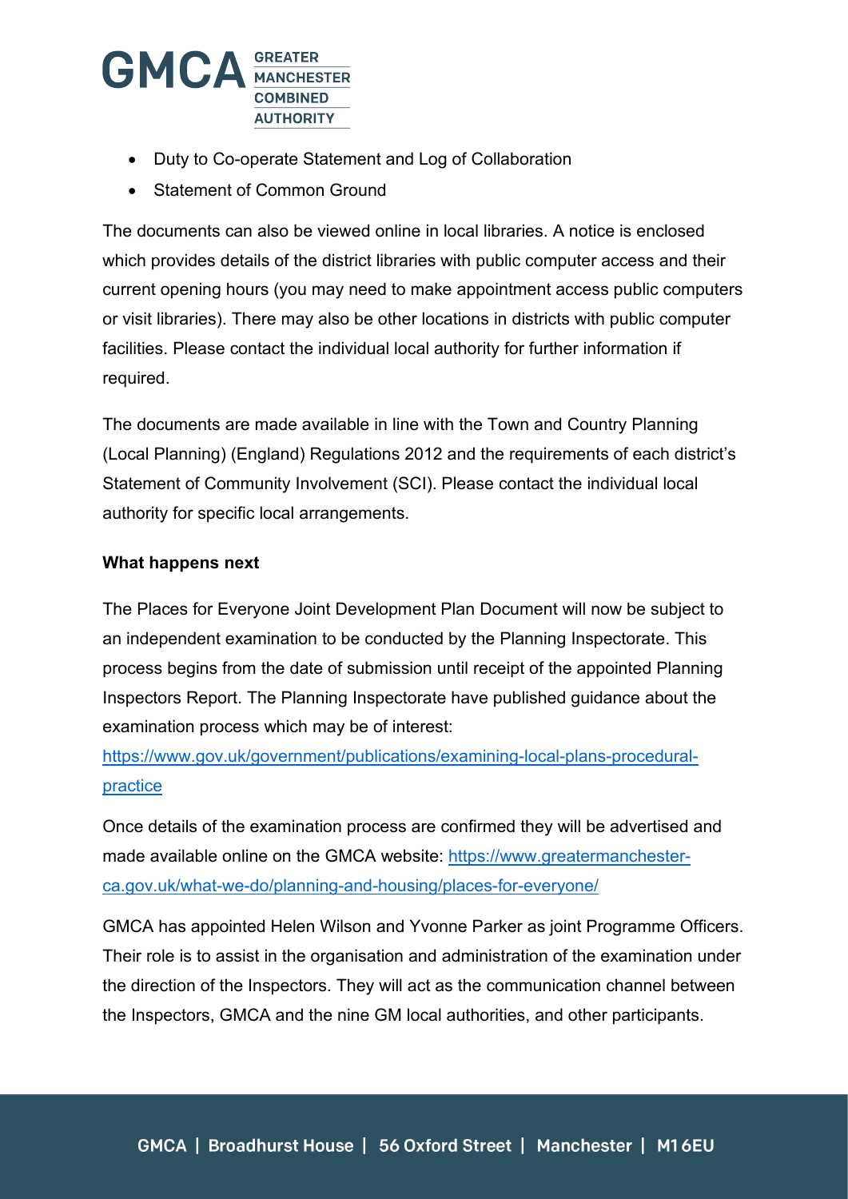- Duty to Co-operate Statement and Log of Collaboration
- Statement of Common Ground

The documents can also be viewed online in local libraries. A notice is enclosed which provides details of the district libraries with public computer access and their current opening hours (you may need to make appointment access public computers or visit libraries). There may also be other locations in districts with public computer facilities. Please contact the individual local authority for further information if required.

The documents are made available in line with the Town and Country Planning (Local Planning) (England) Regulations 2012 and the requirements of each district's Statement of Community Involvement (SCI). Please contact the individual local authority for specific local arrangements.

**What happens next**

The Places for Everyone Joint Development Plan Document will now be subject to an independent examination to be conducted by the Planning Inspectorate. This process begins from the date of submission until receipt of the appointed Planning Inspectors Report. The Planning Inspectorate have published guidance about the examination process which may be of interest: [https://www.gov.uk/government/publications/examining-local-plans-procedural-practice](https://www.gov.uk/government/publications/examining-local-plans-procedural-practice)

Once details of the examination process are confirmed they will be advertised and made available online on the GMCA website: [https://www.greatermanchester-ca.gov.uk/what-we-do/planning-and-housing/places-for-everyone/](https://www.greatermanchester-ca.gov.uk/what-we-do/planning-and-housing/places-for-everyone/)

GMCA has appointed Helen Wilson and Yvonne Parker as joint Programme Officers. Their role is to assist in the organisation and administration of the examination under the direction of the Inspectors. They will act as the communication channel between the Inspectors, GMCA and the nine GM local authorities, and other participants.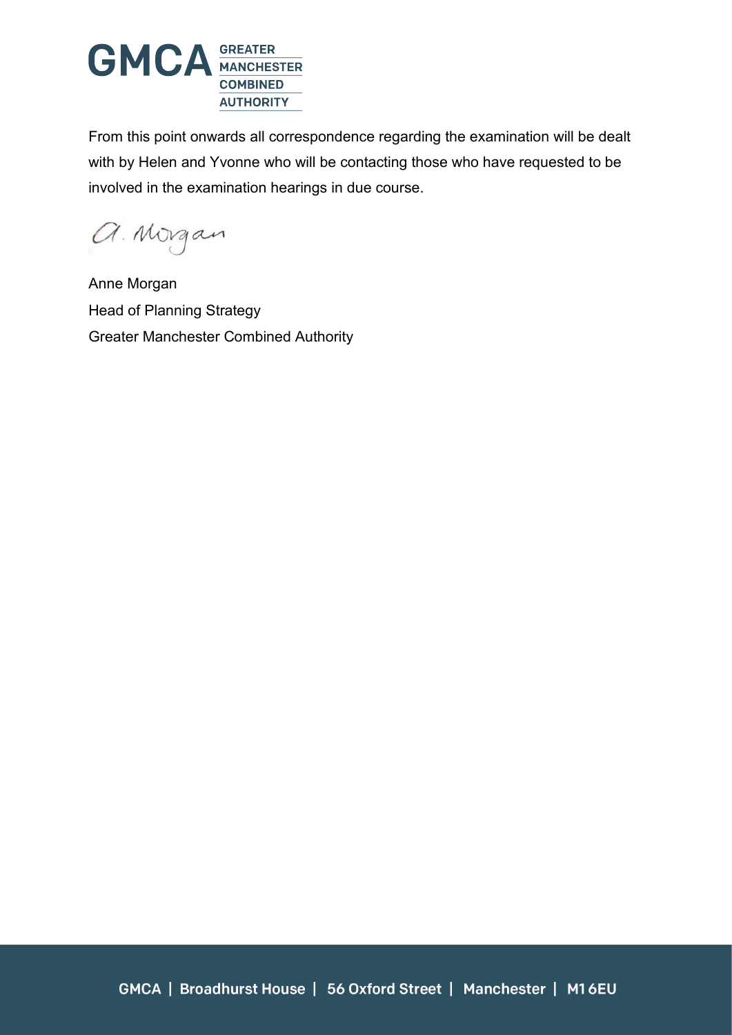From this point onwards all correspondence regarding the examination will be dealt with by Helen and Yvonne who will be contacting those who have requested to be involved in the examination hearings in due course.

A. Morgan

Anne Morgan
Head of Planning Strategy
Greater Manchester Combined Authority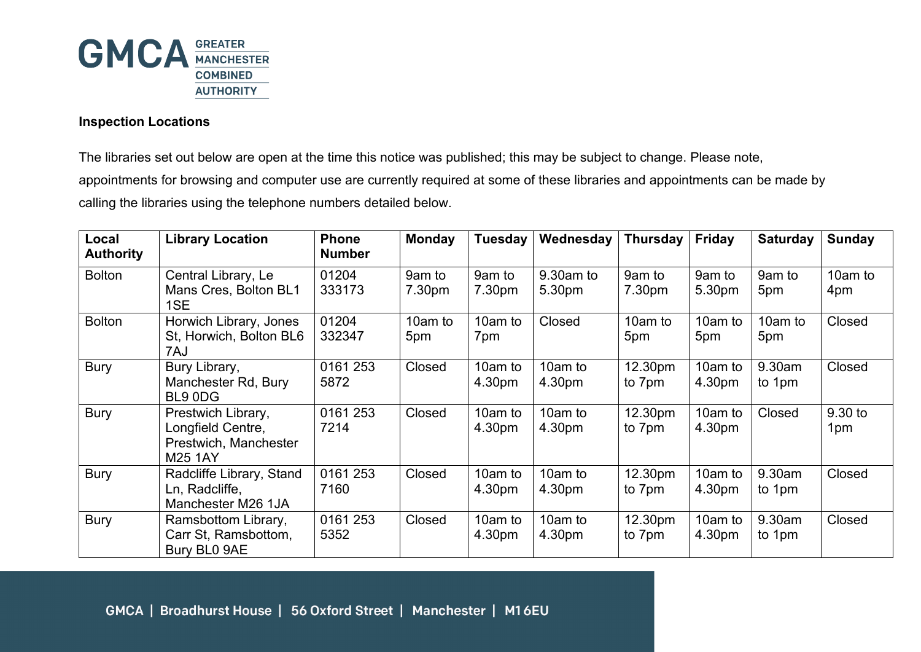**Inspection Locations**

The libraries set out below are open at the time this notice was published; this may be subject to change. Please note, appointments for browsing and computer use are currently required at some of these libraries and appointments can be made by calling the libraries using the telephone numbers detailed below.

| Local Authority | Library Location | Phone Number | Monday | Tuesday | Wednesday | Thursday | Friday | Saturday | Sunday |
|---|---|---|---|---|---|---|---|---|---|
| Bolton | Central Library, Le Mans Cres, Bolton BL1 1SE | 01204 333173 | 9am to 7.30pm | 9am to 7.30pm | 9.30am to 5.30pm | 9am to 7.30pm | 9am to 5.30pm | 9am to 5pm | 10am to 4pm |
| Bolton | Horwich Library, Jones St, Horwich, Bolton BL6 7AJ | 01204 332347 | 10am to 5pm | 10am to 7pm | Closed | 10am to 5pm | 10am to 5pm | 10am to 5pm | Closed |
| Bury | Bury Library, Manchester Rd, Bury BL9 0DG | 0161 253 5872 | Closed | 10am to 4.30pm | 10am to 4.30pm | 12.30pm to 7pm | 10am to 4.30pm | 9.30am to 1pm | Closed |
| Bury | Prestwich Library, Longfield Centre, Prestwich, Manchester M25 1AY | 0161 253 7214 | Closed | 10am to 4.30pm | 10am to 4.30pm | 12.30pm to 7pm | 10am to 4.30pm | Closed | 9.30 to 1pm |
| Bury | Radcliffe Library, Stand Ln, Radcliffe, Manchester M26 1JA | 0161 253 7160 | Closed | 10am to 4.30pm | 10am to 4.30pm | 12.30pm to 7pm | 10am to 4.30pm | 9.30am to 1pm | Closed |
| Bury | Ramsbottom Library, Carr St, Ramsbottom, Bury BL0 9AE | 0161 253 5352 | Closed | 10am to 4.30pm | 10am to 4.30pm | 12.30pm to 7pm | 10am to 4.30pm | 9.30am to 1pm | Closed |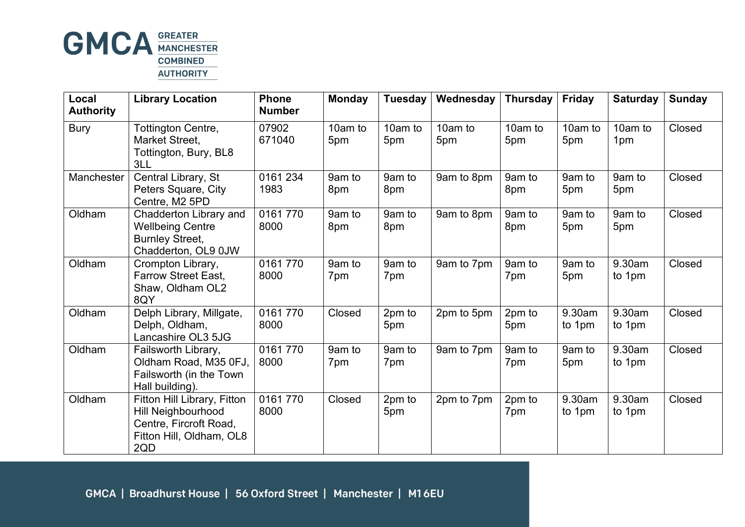| Local Authority | Library Location | Phone Number | Monday | Tuesday | Wednesday | Thursday | Friday | Saturday | Sunday |
|---|---|---|---|---|---|---|---|---|---|
| Bury | Tottington Centre, Market Street, Tottington, Bury, BL8 3LL | 07902 671040 | 10am to 5pm | 10am to 5pm | 10am to 5pm | 10am to 5pm | 10am to 5pm | 10am to 1pm | Closed |
| Manchester | Central Library, St Peters Square, City Centre, M2 5PD | 0161 234 1983 | 9am to 8pm | 9am to 8pm | 9am to 8pm | 9am to 8pm | 9am to 5pm | 9am to 5pm | Closed |
| Oldham | Chadderton Library and Wellbeing Centre Burnley Street, Chadderton, OL9 0JW | 0161 770 8000 | 9am to 8pm | 9am to 8pm | 9am to 8pm | 9am to 8pm | 9am to 5pm | 9am to 5pm | Closed |
| Oldham | Crompton Library, Farrow Street East, Shaw, Oldham OL2 8QY | 0161 770 8000 | 9am to 7pm | 9am to 7pm | 9am to 7pm | 9am to 7pm | 9am to 5pm | 9.30am to 1pm | Closed |
| Oldham | Delph Library, Millgate, Delph, Oldham, Lancashire OL3 5JG | 0161 770 8000 | Closed | 2pm to 5pm | 2pm to 5pm | 2pm to 5pm | 9.30am to 1pm | 9.30am to 1pm | Closed |
| Oldham | Failsworth Library, Oldham Road, M35 0FJ, Failsworth (in the Town Hall building). | 0161 770 8000 | 9am to 7pm | 9am to 7pm | 9am to 7pm | 9am to 7pm | 9am to 5pm | 9.30am to 1pm | Closed |
| Oldham | Fitton Hill Library, Fitton Hill Neighbourhood Centre, Fircroft Road, Fitton Hill, Oldham, OL8 2QD | 0161 770 8000 | Closed | 2pm to 5pm | 2pm to 7pm | 2pm to 7pm | 9.30am to 1pm | 9.30am to 1pm | Closed |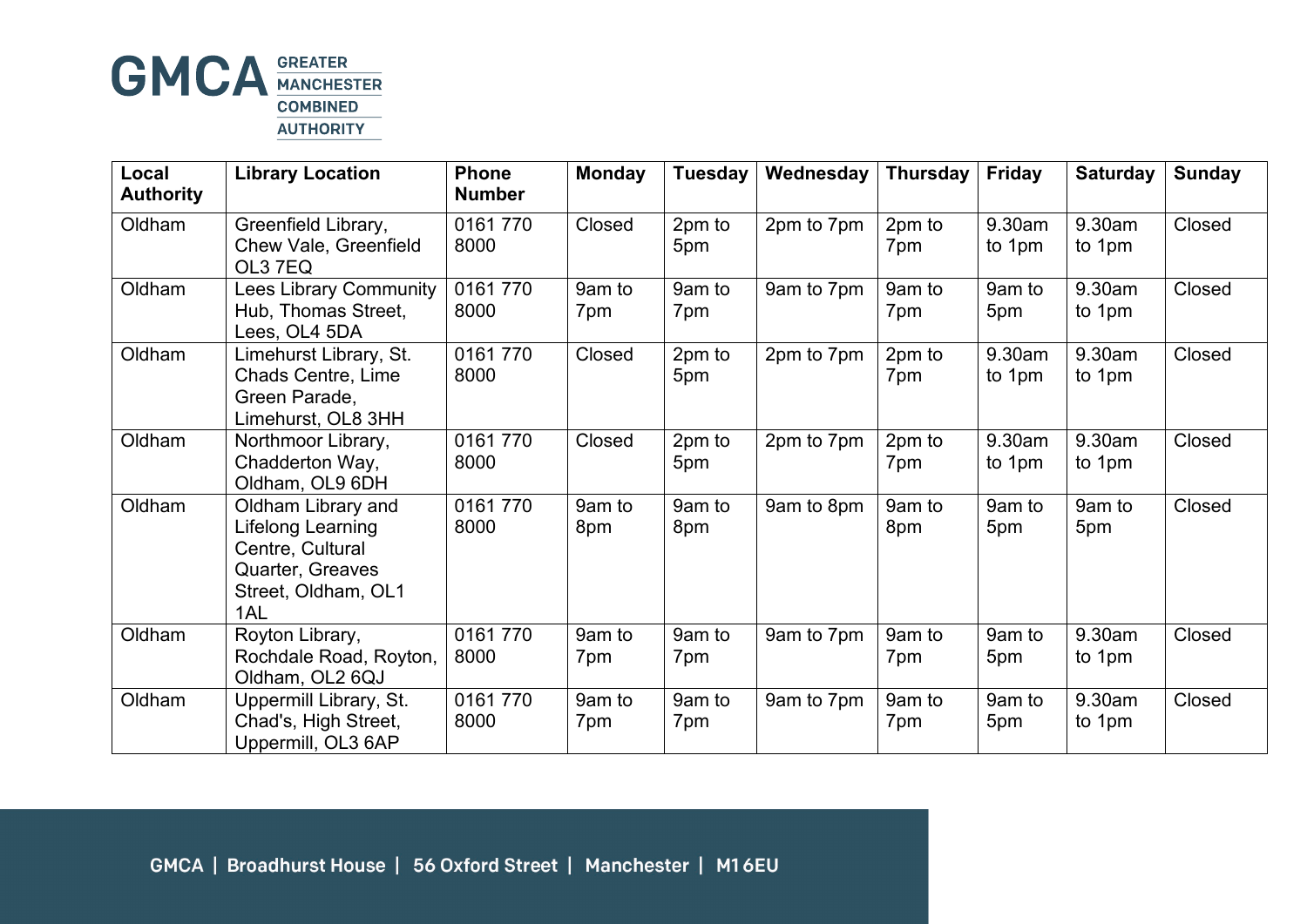| Local Authority | Library Location | Phone Number | Monday | Tuesday | Wednesday | Thursday | Friday | Saturday | Sunday |
|---|---|---|---|---|---|---|---|---|---|
| Oldham | Greenfield Library, Chew Vale, Greenfield OL3 7EQ | 0161 770 8000 | Closed | 2pm to 5pm | 2pm to 7pm | 2pm to 7pm | 9.30am to 1pm | 9.30am to 1pm | Closed |
| Oldham | Lees Library Community Hub, Thomas Street, Lees, OL4 5DA | 0161 770 8000 | 9am to 7pm | 9am to 7pm | 9am to 7pm | 9am to 7pm | 9am to 5pm | 9.30am to 1pm | Closed |
| Oldham | Limehurst Library, St. Chads Centre, Lime Green Parade, Limehurst, OL8 3HH | 0161 770 8000 | Closed | 2pm to 5pm | 2pm to 7pm | 2pm to 7pm | 9.30am to 1pm | 9.30am to 1pm | Closed |
| Oldham | Northmoor Library, Chadderton Way, Oldham, OL9 6DH | 0161 770 8000 | Closed | 2pm to 5pm | 2pm to 7pm | 2pm to 7pm | 9.30am to 1pm | 9.30am to 1pm | Closed |
| Oldham | Oldham Library and Lifelong Learning Centre, Cultural Quarter, Greaves Street, Oldham, OL1 1AL | 0161 770 8000 | 9am to 8pm | 9am to 8pm | 9am to 8pm | 9am to 8pm | 9am to 5pm | 9am to 5pm | Closed |
| Oldham | Royton Library, Rochdale Road, Royton, Oldham, OL2 6QJ | 0161 770 8000 | 9am to 7pm | 9am to 7pm | 9am to 7pm | 9am to 7pm | 9am to 5pm | 9.30am to 1pm | Closed |
| Oldham | Uppermill Library, St. Chad's, High Street, Uppermill, OL3 6AP | 0161 770 8000 | 9am to 7pm | 9am to 7pm | 9am to 7pm | 9am to 7pm | 9am to 5pm | 9.30am to 1pm | Closed |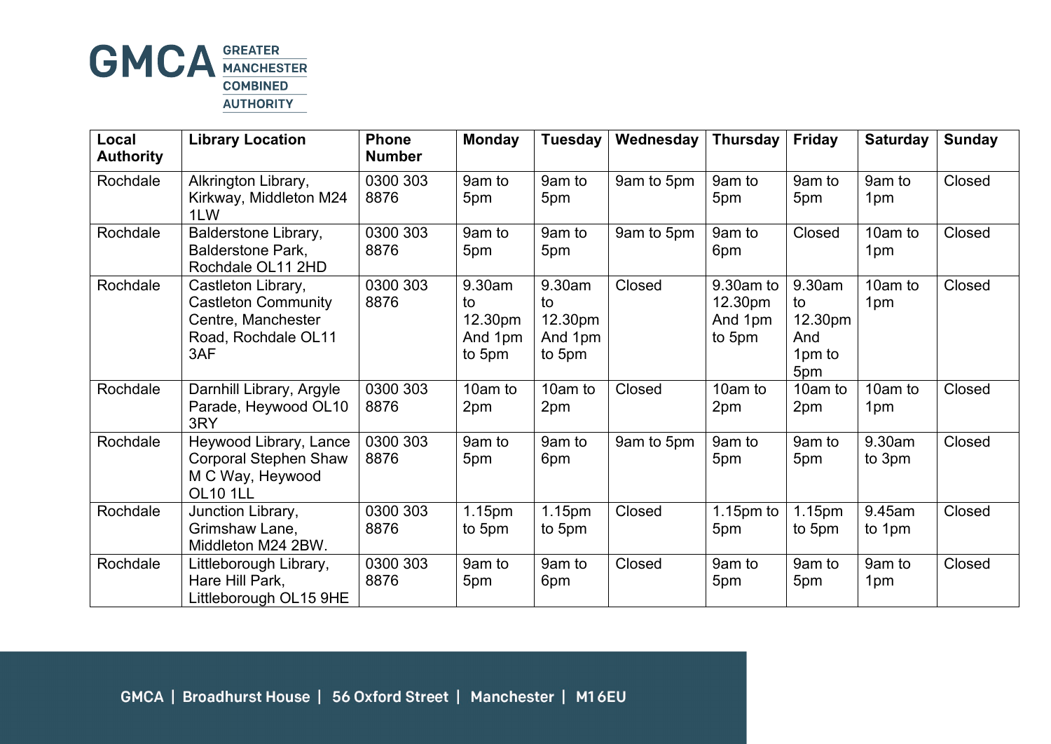| Local Authority | Library Location | Phone Number | Monday | Tuesday | Wednesday | Thursday | Friday | Saturday | Sunday |
|---|---|---|---|---|---|---|---|---|---|
| Rochdale | Alkrington Library, Kirkway, Middleton M24 1LW | 0300 303 8876 | 9am to 5pm | 9am to 5pm | 9am to 5pm | 9am to 5pm | 9am to 5pm | 9am to 1pm | Closed |
| Rochdale | Balderstone Library, Balderstone Park, Rochdale OL11 2HD | 0300 303 8876 | 9am to 5pm | 9am to 5pm | 9am to 5pm | 9am to 6pm | Closed | 10am to 1pm | Closed |
| Rochdale | Castleton Library, Castleton Community Centre, Manchester Road, Rochdale OL11 3AF | 0300 303 8876 | 9.30am to 12.30pm And 1pm to 5pm | 9.30am to 12.30pm And 1pm to 5pm | Closed | 9.30am to 12.30pm And 1pm to 5pm | 9.30am to 12.30pm And 1pm to 5pm | 10am to 1pm | Closed |
| Rochdale | Darnhill Library, Argyle Parade, Heywood OL10 3RY | 0300 303 8876 | 10am to 2pm | 10am to 2pm | Closed | 10am to 2pm | 10am to 2pm | 10am to 1pm | Closed |
| Rochdale | Heywood Library, Lance Corporal Stephen Shaw M C Way, Heywood OL10 1LL | 0300 303 8876 | 9am to 5pm | 9am to 6pm | 9am to 5pm | 9am to 5pm | 9am to 5pm | 9.30am to 3pm | Closed |
| Rochdale | Junction Library, Grimshaw Lane, Middleton M24 2BW. | 0300 303 8876 | 1.15pm to 5pm | 1.15pm to 5pm | Closed | 1.15pm to 5pm | 1.15pm to 5pm | 9.45am to 1pm | Closed |
| Rochdale | Littleborough Library, Hare Hill Park, Littleborough OL15 9HE | 0300 303 8876 | 9am to 5pm | 9am to 6pm | Closed | 9am to 5pm | 9am to 5pm | 9am to 1pm | Closed |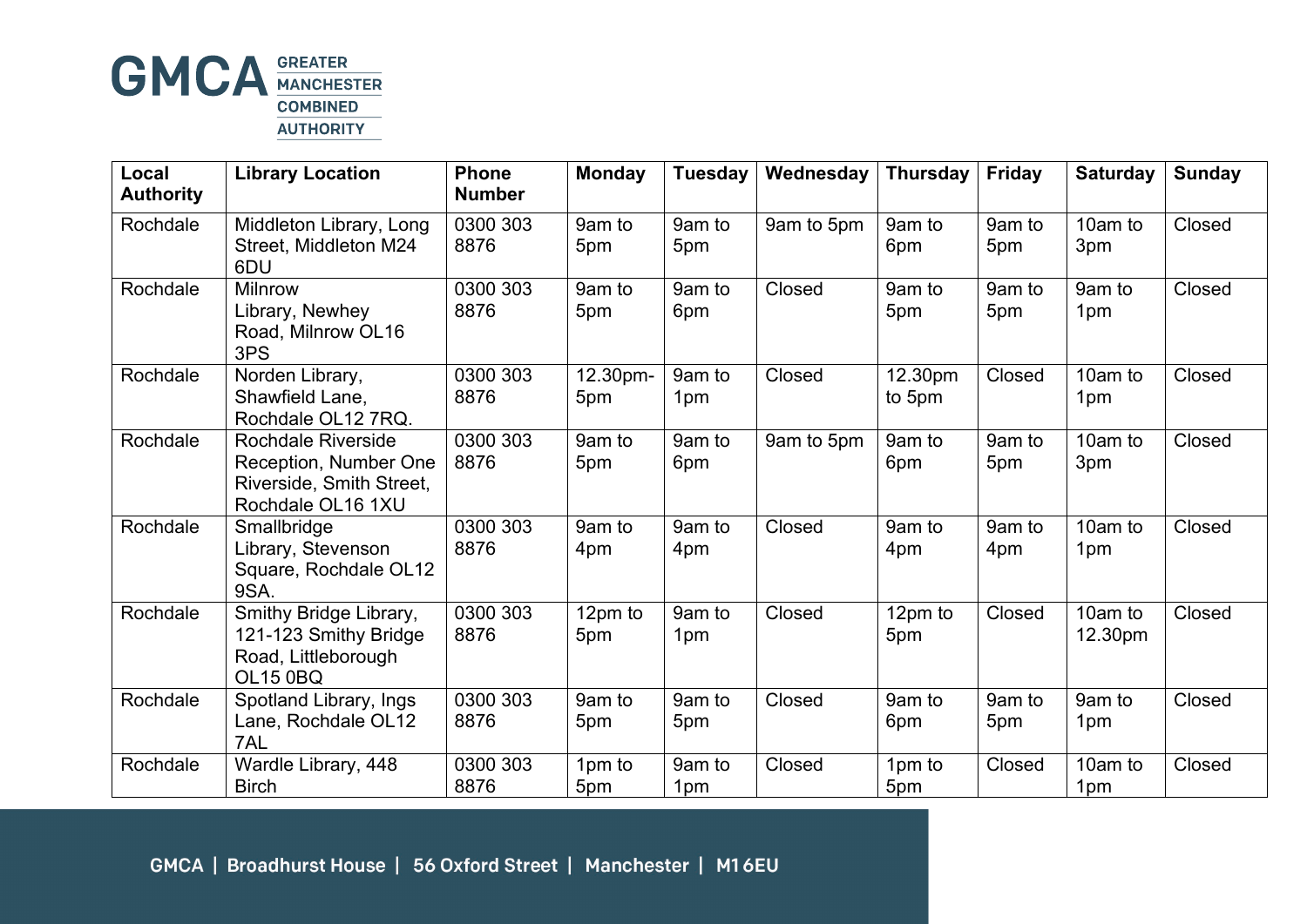| Local Authority | Library Location | Phone Number | Monday | Tuesday | Wednesday | Thursday | Friday | Saturday | Sunday |
|---|---|---|---|---|---|---|---|---|---|
| Rochdale | Middleton Library, Long Street, Middleton M24 6DU | 0300 303 8876 | 9am to 5pm | 9am to 5pm | 9am to 5pm | 9am to 6pm | 9am to 5pm | 10am to 3pm | Closed |
| Rochdale | Milnrow Library, Newhey Road, Milnrow OL16 3PS | 0300 303 8876 | 9am to 5pm | 9am to 6pm | Closed | 9am to 5pm | 9am to 5pm | 9am to 1pm | Closed |
| Rochdale | Norden Library, Shawfield Lane, Rochdale OL12 7RQ. | 0300 303 8876 | 12.30pm-5pm | 9am to 1pm | Closed | 12.30pm to 5pm | Closed | 10am to 1pm | Closed |
| Rochdale | Rochdale Riverside Reception, Number One Riverside, Smith Street, Rochdale OL16 1XU | 0300 303 8876 | 9am to 5pm | 9am to 6pm | 9am to 5pm | 9am to 6pm | 9am to 5pm | 10am to 3pm | Closed |
| Rochdale | Smallbridge Library, Stevenson Square, Rochdale OL12 9SA. | 0300 303 8876 | 9am to 4pm | 9am to 4pm | Closed | 9am to 4pm | 9am to 4pm | 10am to 1pm | Closed |
| Rochdale | Smithy Bridge Library, 121-123 Smithy Bridge Road, Littleborough OL15 0BQ | 0300 303 8876 | 12pm to 5pm | 9am to 1pm | Closed | 12pm to 5pm | Closed | 10am to 12.30pm | Closed |
| Rochdale | Spotland Library, Ings Lane, Rochdale OL12 7AL | 0300 303 8876 | 9am to 5pm | 9am to 5pm | Closed | 9am to 6pm | 9am to 5pm | 9am to 1pm | Closed |
| Rochdale | Wardle Library, 448 Birch | 0300 303 8876 | 1pm to 5pm | 9am to 1pm | Closed | 1pm to 5pm | Closed | 10am to 1pm | Closed |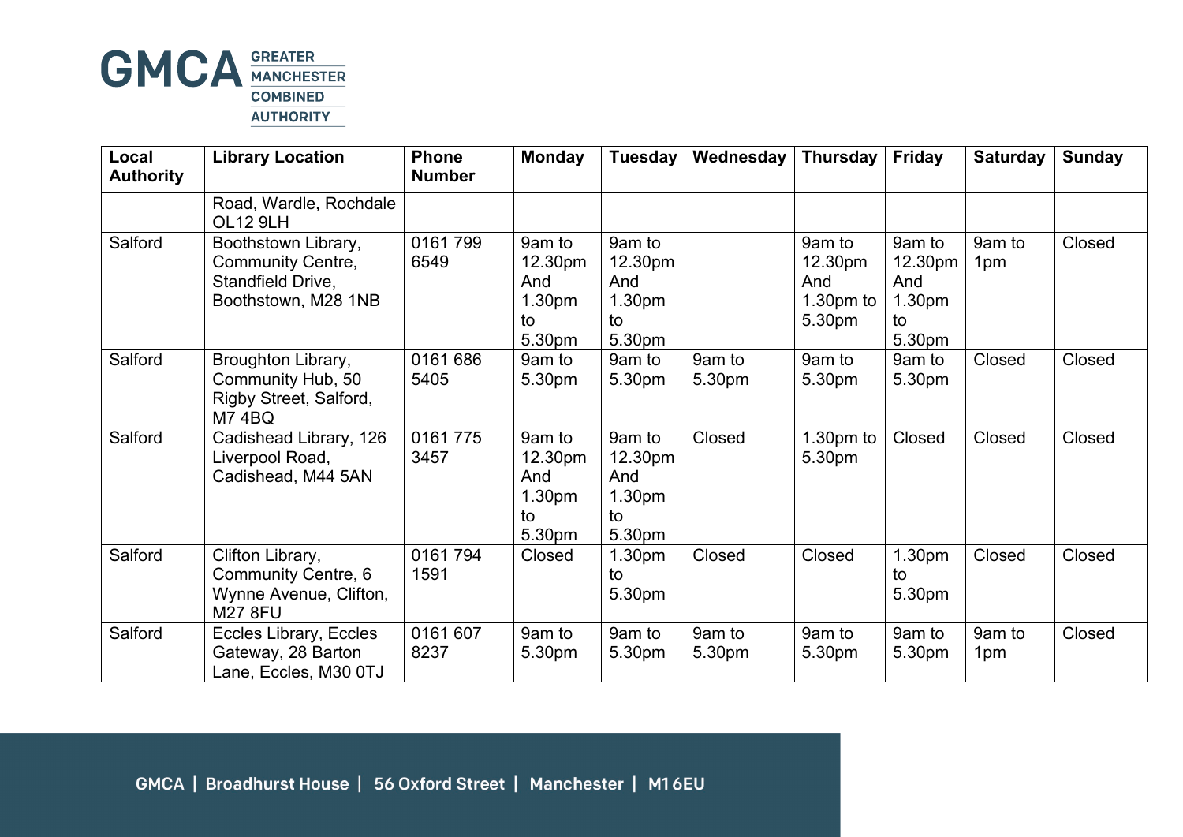| Local Authority | Library Location | Phone Number | Monday | Tuesday | Wednesday | Thursday | Friday | Saturday | Sunday |
|---|---|---|---|---|---|---|---|---|---|
| | Road, Wardle, Rochdale OL12 9LH | | | | | | | | |
| Salford | Boothstown Library, Community Centre, Standfield Drive, Boothstown, M28 1NB | 0161 799 6549 | 9am to 12.30pm And 1.30pm to 5.30pm | 9am to 12.30pm And 1.30pm to 5.30pm | | 9am to 12.30pm And 1.30pm to 5.30pm | 9am to 12.30pm And 1.30pm to 5.30pm | 9am to 1pm | Closed |
| Salford | Broughton Library, Community Hub, 50 Rigby Street, Salford, M7 4BQ | 0161 686 5405 | 9am to 5.30pm | 9am to 5.30pm | 9am to 5.30pm | 9am to 5.30pm | 9am to 5.30pm | Closed | Closed |
| Salford | Cadishead Library, 126 Liverpool Road, Cadishead, M44 5AN | 0161 775 3457 | 9am to 12.30pm And 1.30pm to 5.30pm | 9am to 12.30pm And 1.30pm to 5.30pm | Closed | 1.30pm to 5.30pm | Closed | Closed | Closed |
| Salford | Clifton Library, Community Centre, 6 Wynne Avenue, Clifton, M27 8FU | 0161 794 1591 | Closed | 1.30pm to 5.30pm | Closed | Closed | 1.30pm to 5.30pm | Closed | Closed |
| Salford | Eccles Library, Eccles Gateway, 28 Barton Lane, Eccles, M30 0TJ | 0161 607 8237 | 9am to 5.30pm | 9am to 5.30pm | 9am to 5.30pm | 9am to 5.30pm | 9am to 5.30pm | 9am to 1pm | Closed |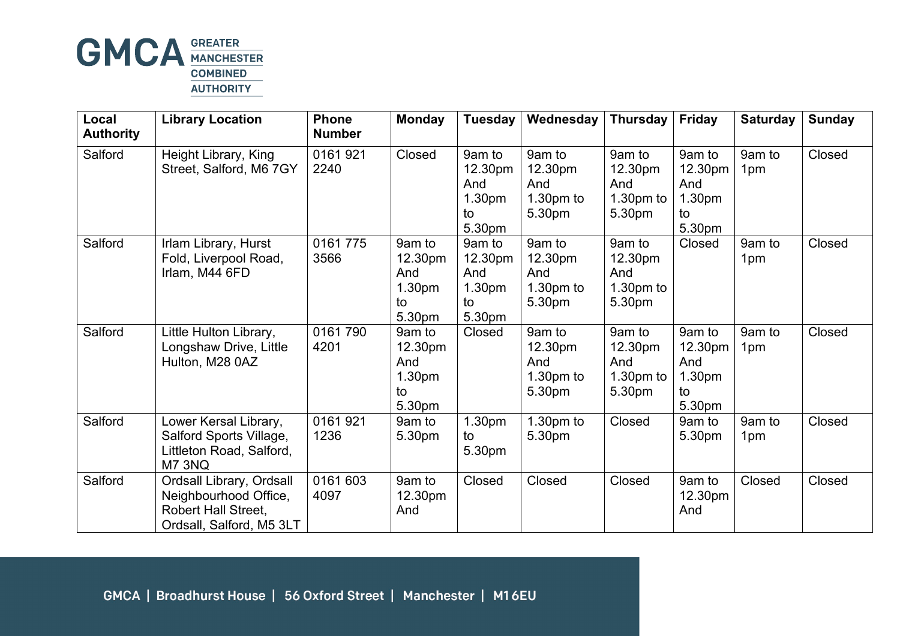| Local Authority | Library Location | Phone Number | Monday | Tuesday | Wednesday | Thursday | Friday | Saturday | Sunday |
|---|---|---|---|---|---|---|---|---|---|
| Salford | Height Library, King Street, Salford, M6 7GY | 0161 921 2240 | Closed | 9am to 12.30pm And 1.30pm to 5.30pm | 9am to 12.30pm And 1.30pm to 5.30pm | 9am to 12.30pm And 1.30pm to 5.30pm | 9am to 12.30pm And 1.30pm to 5.30pm | 9am to 1pm | Closed |
| Salford | Irlam Library, Hurst Fold, Liverpool Road, Irlam, M44 6FD | 0161 775 3566 | 9am to 12.30pm And 1.30pm to 5.30pm | 9am to 12.30pm And 1.30pm to 5.30pm | 9am to 12.30pm And 1.30pm to 5.30pm | 9am to 12.30pm And 1.30pm to 5.30pm | Closed | 9am to 1pm | Closed |
| Salford | Little Hulton Library, Longshaw Drive, Little Hulton, M28 0AZ | 0161 790 4201 | 9am to 12.30pm And 1.30pm to 5.30pm | Closed | 9am to 12.30pm And 1.30pm to 5.30pm | 9am to 12.30pm And 1.30pm to 5.30pm | 9am to 12.30pm And 1.30pm to 5.30pm | 9am to 1pm | Closed |
| Salford | Lower Kersal Library, Salford Sports Village, Littleton Road, Salford, M7 3NQ | 0161 921 1236 | 9am to 5.30pm | 1.30pm to 5.30pm | 1.30pm to 5.30pm | Closed | 9am to 5.30pm | 9am to 1pm | Closed |
| Salford | Ordsall Library, Ordsall Neighbourhood Office, Robert Hall Street, Ordsall, Salford, M5 3LT | 0161 603 4097 | 9am to 12.30pm And | Closed | Closed | Closed | 9am to 12.30pm And | Closed | Closed |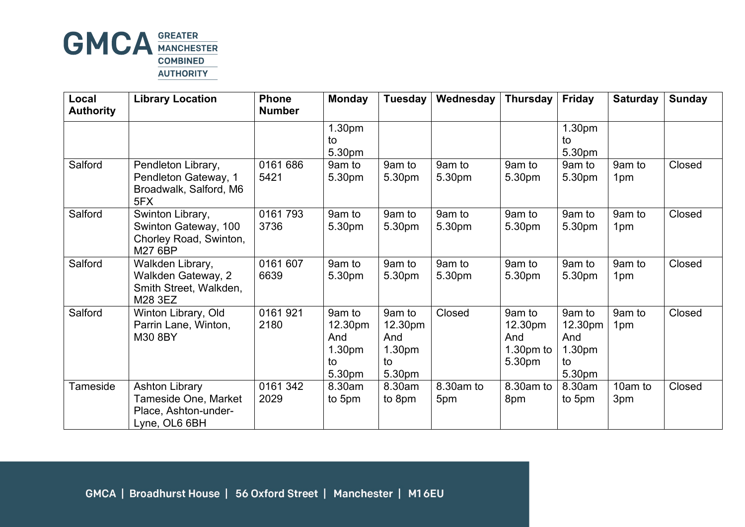| Local Authority | Library Location | Phone Number | Monday | Tuesday | Wednesday | Thursday | Friday | Saturday | Sunday |
|---|---|---|---|---|---|---|---|---|---|
| | | | 1.30pm to 5.30pm | | | | 1.30pm to 5.30pm | | |
| Salford | Pendleton Library, Pendleton Gateway, 1 Broadwalk, Salford, M6 5FX | 0161 686 5421 | 9am to 5.30pm | 9am to 5.30pm | 9am to 5.30pm | 9am to 5.30pm | 9am to 5.30pm | 9am to 1pm | Closed |
| Salford | Swinton Library, Swinton Gateway, 100 Chorley Road, Swinton, M27 6BP | 0161 793 3736 | 9am to 5.30pm | 9am to 5.30pm | 9am to 5.30pm | 9am to 5.30pm | 9am to 5.30pm | 9am to 1pm | Closed |
| Salford | Walkden Library, Walkden Gateway, 2 Smith Street, Walkden, M28 3EZ | 0161 607 6639 | 9am to 5.30pm | 9am to 5.30pm | 9am to 5.30pm | 9am to 5.30pm | 9am to 5.30pm | 9am to 1pm | Closed |
| Salford | Winton Library, Old Parrin Lane, Winton, M30 8BY | 0161 921 2180 | 9am to 12.30pm And 1.30pm to 5.30pm | 9am to 12.30pm And 1.30pm to 5.30pm | Closed | 9am to 12.30pm And 1.30pm to 5.30pm | 9am to 12.30pm And 1.30pm to 5.30pm | 9am to 1pm | Closed |
| Tameside | Ashton Library Tameside One, Market Place, Ashton-under-Lyne, OL6 6BH | 0161 342 2029 | 8.30am to 5pm | 8.30am to 8pm | 8.30am to 5pm | 8.30am to 8pm | 8.30am to 5pm | 10am to 3pm | Closed |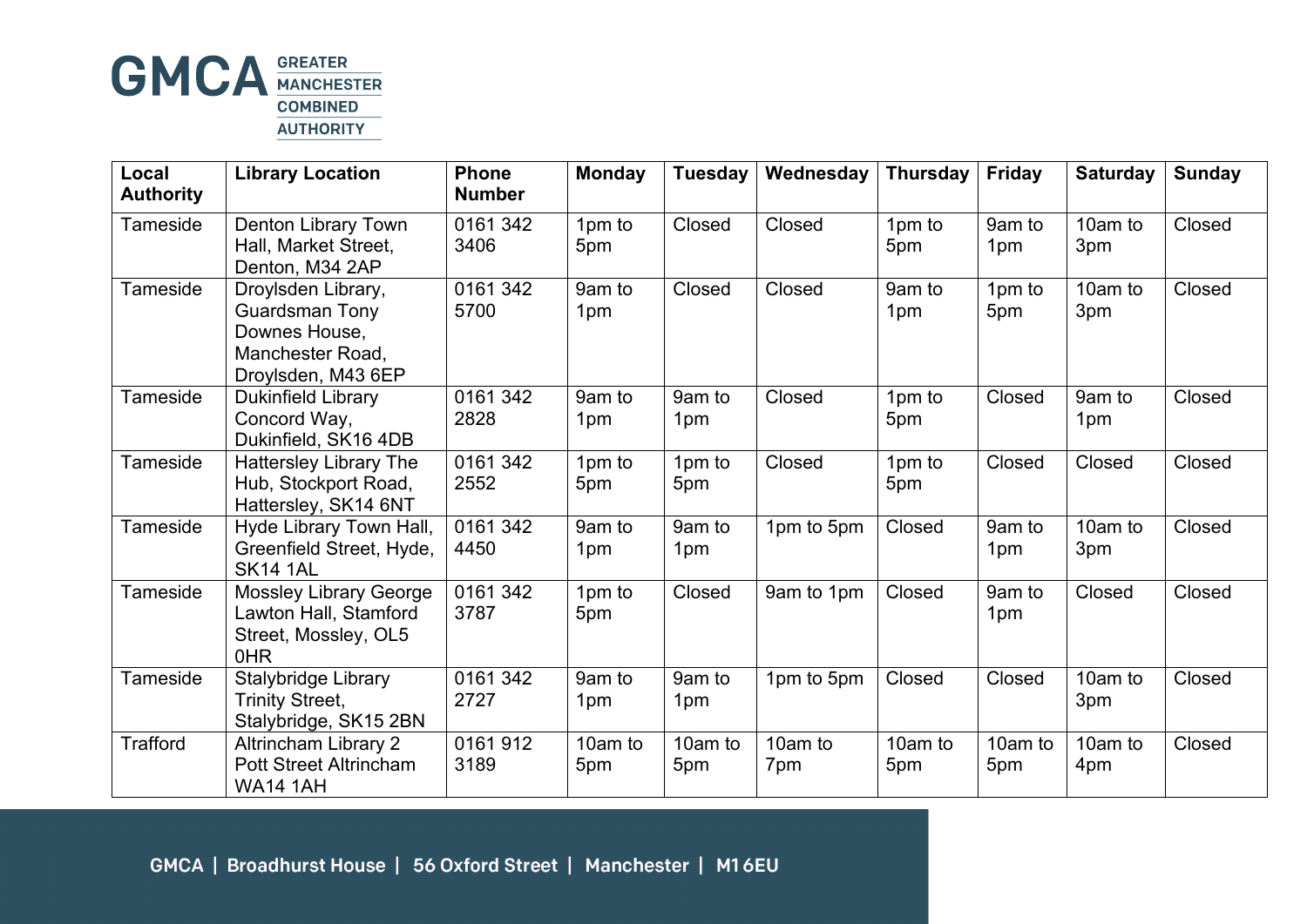| Local Authority | Library Location | Phone Number | Monday | Tuesday | Wednesday | Thursday | Friday | Saturday | Sunday |
|---|---|---|---|---|---|---|---|---|---|
| Tameside | Denton Library Town Hall, Market Street, Denton, M34 2AP | 0161 342 3406 | 1pm to 5pm | Closed | Closed | 1pm to 5pm | 9am to 1pm | 10am to 3pm | Closed |
| Tameside | Droylsden Library, Guardsman Tony Downes House, Manchester Road, Droylsden, M43 6EP | 0161 342 5700 | 9am to 1pm | Closed | Closed | 9am to 1pm | 1pm to 5pm | 10am to 3pm | Closed |
| Tameside | Dukinfield Library Concord Way, Dukinfield, SK16 4DB | 0161 342 2828 | 9am to 1pm | 9am to 1pm | Closed | 1pm to 5pm | Closed | 9am to 1pm | Closed |
| Tameside | Hattersley Library The Hub, Stockport Road, Hattersley, SK14 6NT | 0161 342 2552 | 1pm to 5pm | 1pm to 5pm | Closed | 1pm to 5pm | Closed | Closed | Closed |
| Tameside | Hyde Library Town Hall, Greenfield Street, Hyde, SK14 1AL | 0161 342 4450 | 9am to 1pm | 9am to 1pm | 1pm to 5pm | Closed | 9am to 1pm | 10am to 3pm | Closed |
| Tameside | Mossley Library George Lawton Hall, Stamford Street, Mossley, OL5 0HR | 0161 342 3787 | 1pm to 5pm | Closed | 9am to 1pm | Closed | 9am to 1pm | Closed | Closed |
| Tameside | Stalybridge Library Trinity Street, Stalybridge, SK15 2BN | 0161 342 2727 | 9am to 1pm | 9am to 1pm | 1pm to 5pm | Closed | Closed | 10am to 3pm | Closed |
| Trafford | Altrincham Library 2 Pott Street Altrincham WA14 1AH | 0161 912 3189 | 10am to 5pm | 10am to 5pm | 10am to 7pm | 10am to 5pm | 10am to 5pm | 10am to 4pm | Closed |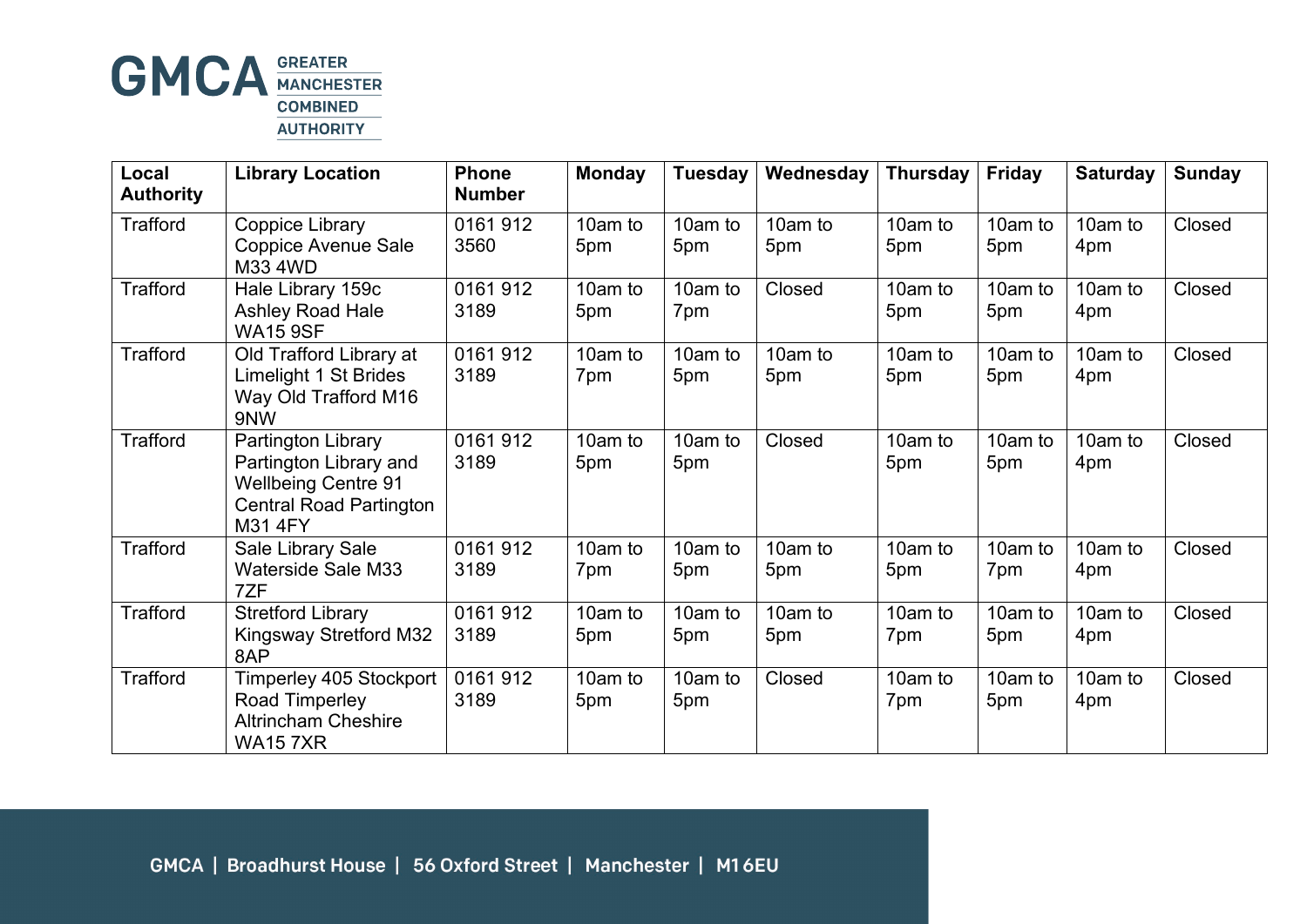| Local Authority | Library Location | Phone Number | Monday | Tuesday | Wednesday | Thursday | Friday | Saturday | Sunday |
|---|---|---|---|---|---|---|---|---|---|
| Trafford | Coppice Library Coppice Avenue Sale M33 4WD | 0161 912 3560 | 10am to 5pm | 10am to 5pm | 10am to 5pm | 10am to 5pm | 10am to 5pm | 10am to 4pm | Closed |
| Trafford | Hale Library 159c Ashley Road Hale WA15 9SF | 0161 912 3189 | 10am to 5pm | 10am to 7pm | Closed | 10am to 5pm | 10am to 5pm | 10am to 4pm | Closed |
| Trafford | Old Trafford Library at Limelight 1 St Brides Way Old Trafford M16 9NW | 0161 912 3189 | 10am to 7pm | 10am to 5pm | 10am to 5pm | 10am to 5pm | 10am to 5pm | 10am to 4pm | Closed |
| Trafford | Partington Library Partington Library and Wellbeing Centre 91 Central Road Partington M31 4FY | 0161 912 3189 | 10am to 5pm | 10am to 5pm | Closed | 10am to 5pm | 10am to 5pm | 10am to 4pm | Closed |
| Trafford | Sale Library Sale Waterside Sale M33 7ZF | 0161 912 3189 | 10am to 7pm | 10am to 5pm | 10am to 5pm | 10am to 5pm | 10am to 7pm | 10am to 4pm | Closed |
| Trafford | Stretford Library Kingsway Stretford M32 8AP | 0161 912 3189 | 10am to 5pm | 10am to 5pm | 10am to 5pm | 10am to 7pm | 10am to 5pm | 10am to 4pm | Closed |
| Trafford | Timperley 405 Stockport Road Timperley Altrincham Cheshire WA15 7XR | 0161 912 3189 | 10am to 5pm | 10am to 5pm | Closed | 10am to 7pm | 10am to 5pm | 10am to 4pm | Closed |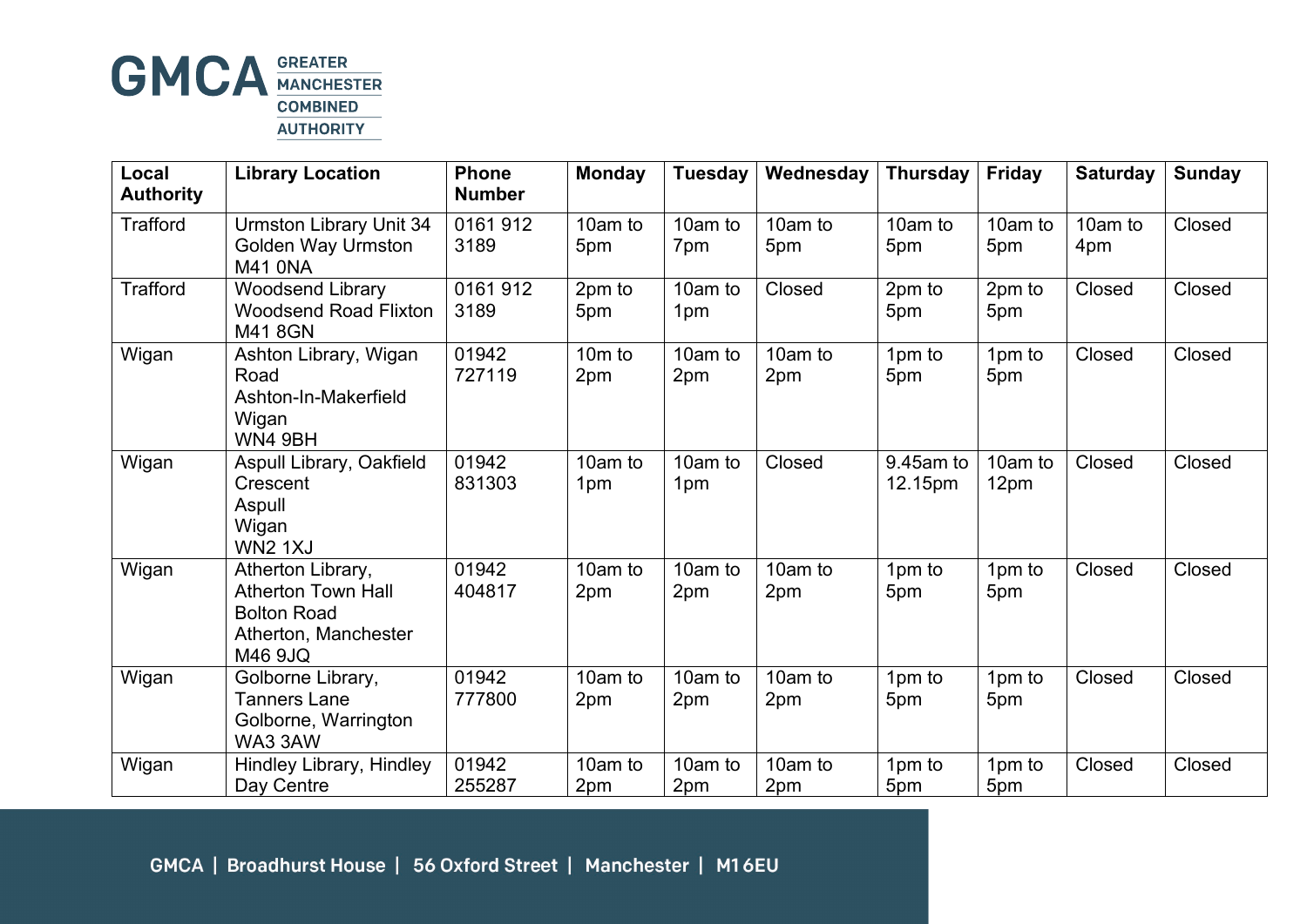| Local Authority | Library Location | Phone Number | Monday | Tuesday | Wednesday | Thursday | Friday | Saturday | Sunday |
|---|---|---|---|---|---|---|---|---|---|
| Trafford | Urmston Library Unit 34 Golden Way Urmston M41 0NA | 0161 912 3189 | 10am to 5pm | 10am to 7pm | 10am to 5pm | 10am to 5pm | 10am to 5pm | 10am to 4pm | Closed |
| Trafford | Woodsend Library Woodsend Road Flixton M41 8GN | 0161 912 3189 | 2pm to 5pm | 10am to 1pm | Closed | 2pm to 5pm | 2pm to 5pm | Closed | Closed |
| Wigan | Ashton Library, Wigan Road Ashton-In-Makerfield Wigan WN4 9BH | 01942 727119 | 10m to 2pm | 10am to 2pm | 10am to 2pm | 1pm to 5pm | 1pm to 5pm | Closed | Closed |
| Wigan | Aspull Library, Oakfield Crescent Aspull Wigan WN2 1XJ | 01942 831303 | 10am to 1pm | 10am to 1pm | Closed | 9.45am to 12.15pm | 10am to 12pm | Closed | Closed |
| Wigan | Atherton Library, Atherton Town Hall Bolton Road Atherton, Manchester M46 9JQ | 01942 404817 | 10am to 2pm | 10am to 2pm | 10am to 2pm | 1pm to 5pm | 1pm to 5pm | Closed | Closed |
| Wigan | Golborne Library, Tanners Lane Golborne, Warrington WA3 3AW | 01942 777800 | 10am to 2pm | 10am to 2pm | 10am to 2pm | 1pm to 5pm | 1pm to 5pm | Closed | Closed |
| Wigan | Hindley Library, Hindley Day Centre | 01942 255287 | 10am to 2pm | 10am to 2pm | 10am to 2pm | 1pm to 5pm | 1pm to 5pm | Closed | Closed |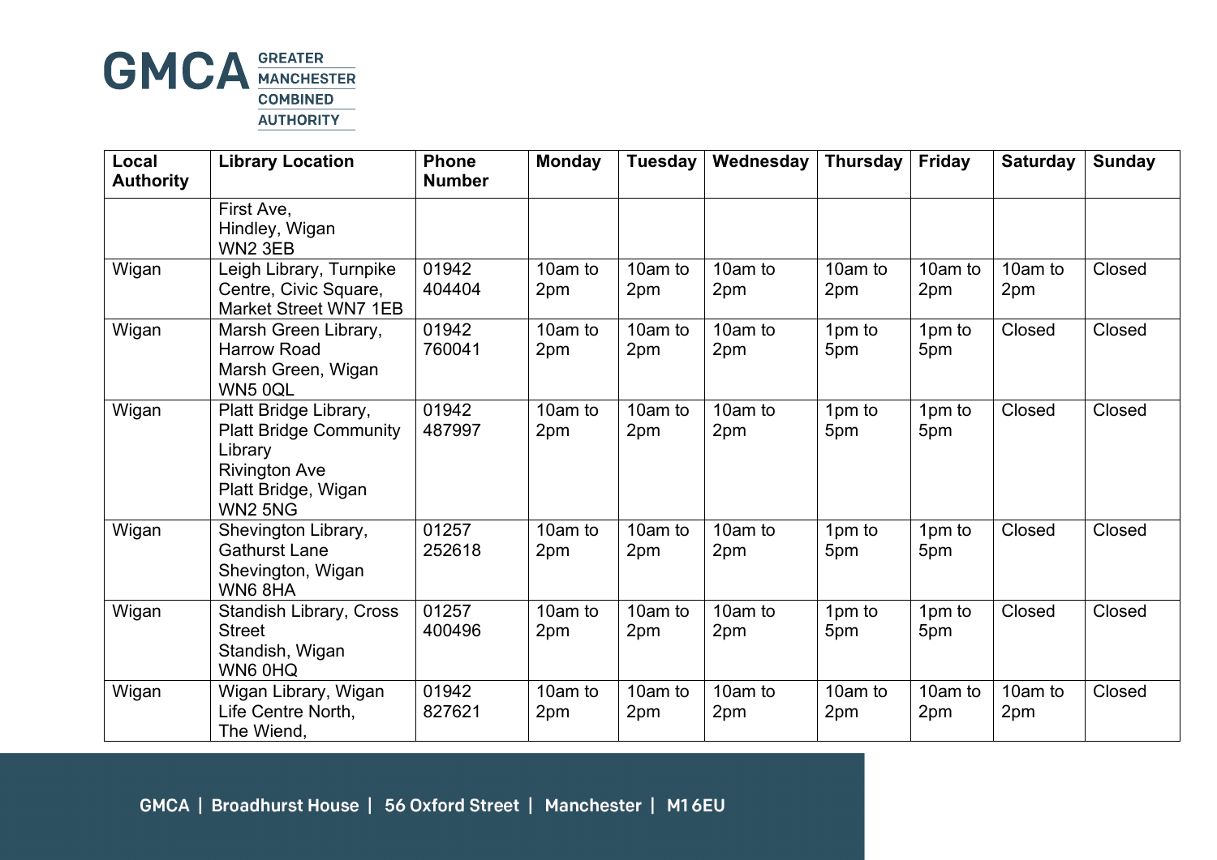| Local Authority | Library Location | Phone Number | Monday | Tuesday | Wednesday | Thursday | Friday | Saturday | Sunday |
|---|---|---|---|---|---|---|---|---|---|
| | First Ave, Hindley, Wigan WN2 3EB | | | | | | | | |
| Wigan | Leigh Library, Turnpike Centre, Civic Square, Market Street WN7 1EB | 01942 404404 | 10am to 2pm | 10am to 2pm | 10am to 2pm | 10am to 2pm | 10am to 2pm | 10am to 2pm | Closed |
| Wigan | Marsh Green Library, Harrow Road Marsh Green, Wigan WN5 0QL | 01942 760041 | 10am to 2pm | 10am to 2pm | 10am to 2pm | 1pm to 5pm | 1pm to 5pm | Closed | Closed |
| Wigan | Platt Bridge Library, Platt Bridge Community Library Rivington Ave Platt Bridge, Wigan WN2 5NG | 01942 487997 | 10am to 2pm | 10am to 2pm | 10am to 2pm | 1pm to 5pm | 1pm to 5pm | Closed | Closed |
| Wigan | Shevington Library, Gathurst Lane Shevington, Wigan WN6 8HA | 01257 252618 | 10am to 2pm | 10am to 2pm | 10am to 2pm | 1pm to 5pm | 1pm to 5pm | Closed | Closed |
| Wigan | Standish Library, Cross Street Standish, Wigan WN6 0HQ | 01257 400496 | 10am to 2pm | 10am to 2pm | 10am to 2pm | 1pm to 5pm | 1pm to 5pm | Closed | Closed |
| Wigan | Wigan Library, Wigan Life Centre North, The Wiend, | 01942 827621 | 10am to 2pm | 10am to 2pm | 10am to 2pm | 10am to 2pm | 10am to 2pm | 10am to 2pm | Closed |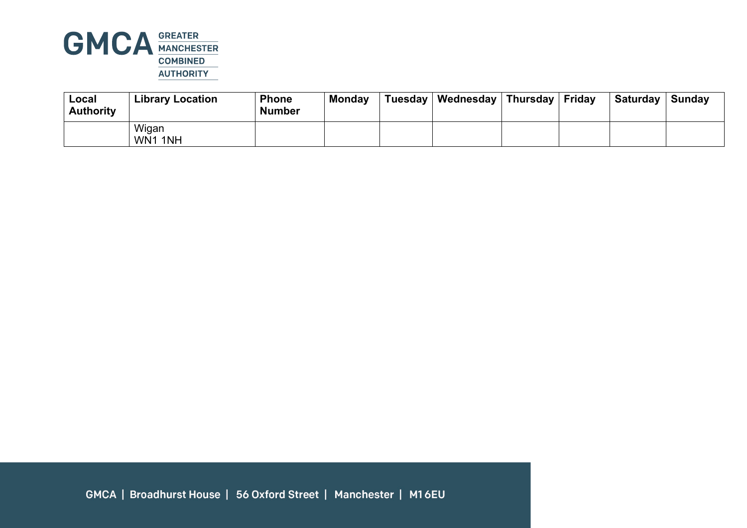| Local Authority | Library Location | Phone Number | Monday | Tuesday | Wednesday | Thursday | Friday | Saturday | Sunday |
|---|---|---|---|---|---|---|---|---|---|
| | Wigan<br>WN1 1NH | | | | | | | | |